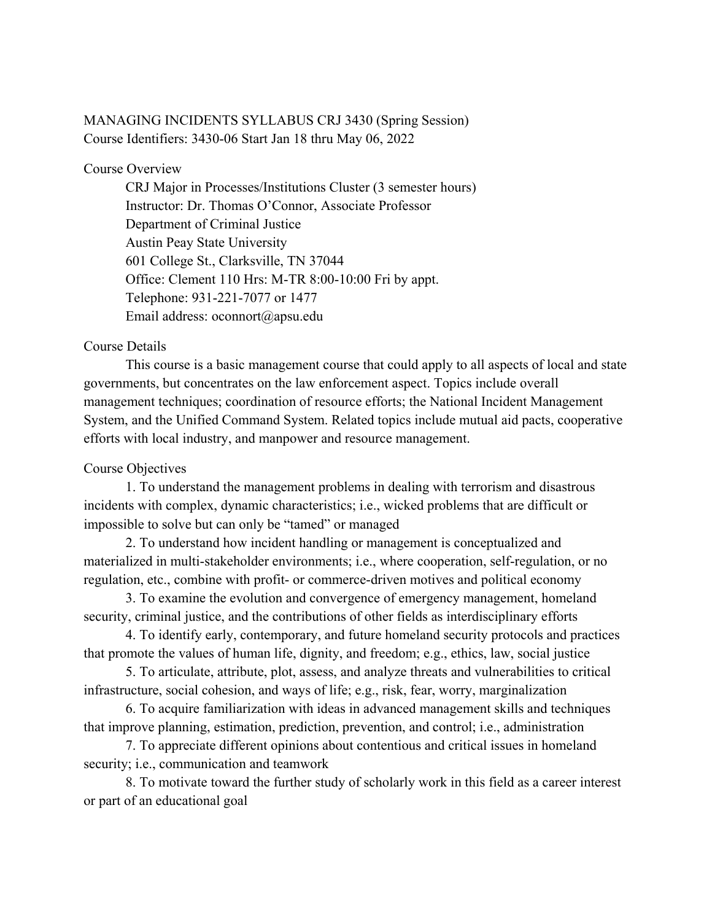# MANAGING INCIDENTS SYLLABUS CRJ 3430 (Spring Session)

Course Identifiers: 3430-06 Start Jan 18 thru May 06, 2022

## Course Overview

CRJ Major in Processes/Institutions Cluster (3 semester hours)
Instructor: Dr. Thomas O'Connor, Associate Professor
Department of Criminal Justice
Austin Peay State University
601 College St., Clarksville, TN 37044
Office: Clement 110 Hrs: M-TR 8:00-10:00 Fri by appt.
Telephone: 931-221-7077 or 1477
Email address: oconnort@apsu.edu

## Course Details

This course is a basic management course that could apply to all aspects of local and state governments, but concentrates on the law enforcement aspect. Topics include overall management techniques; coordination of resource efforts; the National Incident Management System, and the Unified Command System. Related topics include mutual aid pacts, cooperative efforts with local industry, and manpower and resource management.

## Course Objectives

1. To understand the management problems in dealing with terrorism and disastrous incidents with complex, dynamic characteristics; i.e., wicked problems that are difficult or impossible to solve but can only be "tamed" or managed
2. To understand how incident handling or management is conceptualized and materialized in multi-stakeholder environments; i.e., where cooperation, self-regulation, or no regulation, etc., combine with profit- or commerce-driven motives and political economy
3. To examine the evolution and convergence of emergency management, homeland security, criminal justice, and the contributions of other fields as interdisciplinary efforts
4. To identify early, contemporary, and future homeland security protocols and practices that promote the values of human life, dignity, and freedom; e.g., ethics, law, social justice
5. To articulate, attribute, plot, assess, and analyze threats and vulnerabilities to critical infrastructure, social cohesion, and ways of life; e.g., risk, fear, worry, marginalization
6. To acquire familiarization with ideas in advanced management skills and techniques that improve planning, estimation, prediction, prevention, and control; i.e., administration
7. To appreciate different opinions about contentious and critical issues in homeland security; i.e., communication and teamwork
8. To motivate toward the further study of scholarly work in this field as a career interest or part of an educational goal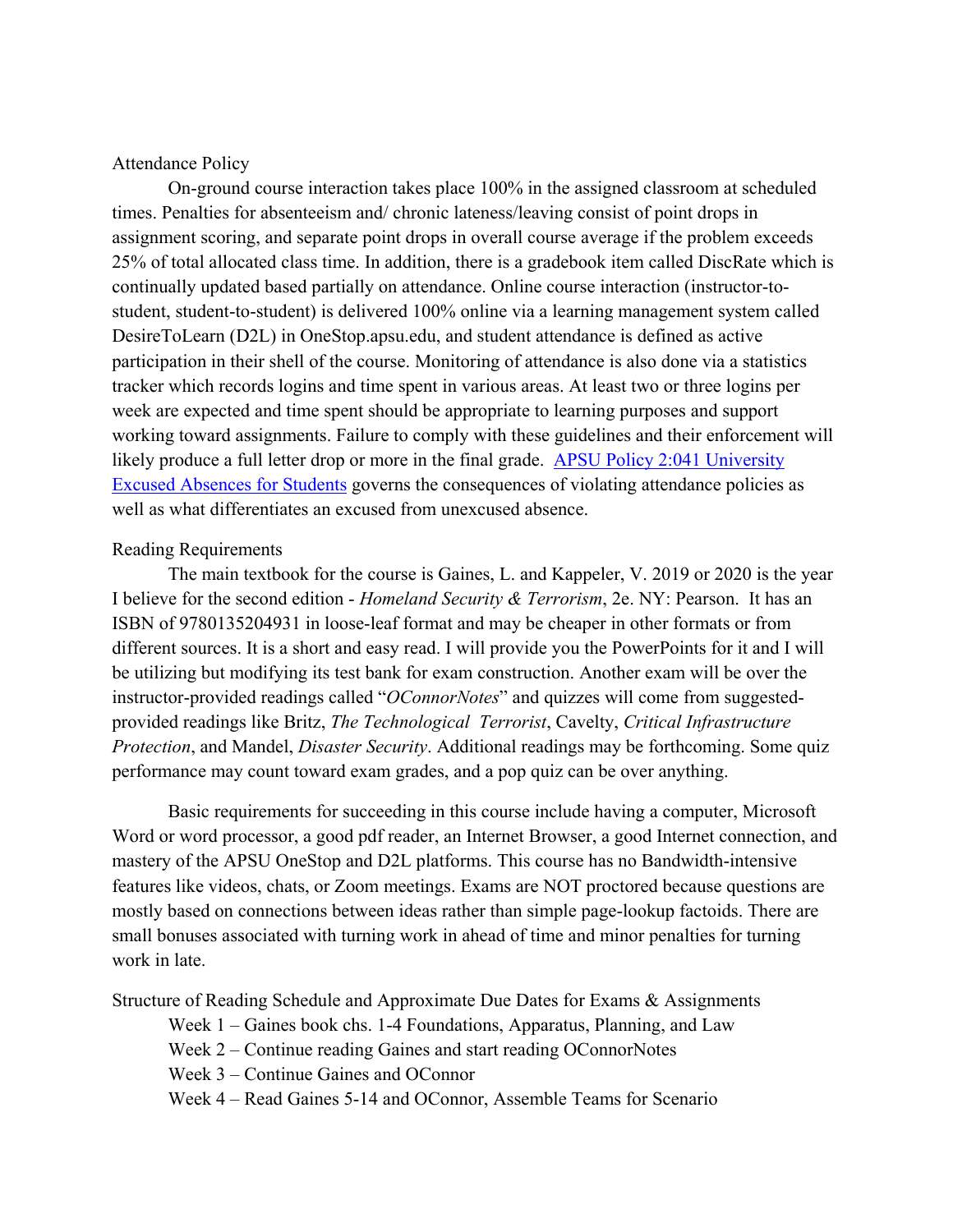Attendance Policy

On-ground course interaction takes place 100% in the assigned classroom at scheduled times. Penalties for absenteeism and/ chronic lateness/leaving consist of point drops in assignment scoring, and separate point drops in overall course average if the problem exceeds 25% of total allocated class time. In addition, there is a gradebook item called DiscRate which is continually updated based partially on attendance. Online course interaction (instructor-to-student, student-to-student) is delivered 100% online via a learning management system called DesireToLearn (D2L) in OneStop.apsu.edu, and student attendance is defined as active participation in their shell of the course. Monitoring of attendance is also done via a statistics tracker which records logins and time spent in various areas. At least two or three logins per week are expected and time spent should be appropriate to learning purposes and support working toward assignments. Failure to comply with these guidelines and their enforcement will likely produce a full letter drop or more in the final grade. [APSU Policy 2:041 University Excused Absences for Students] governs the consequences of violating attendance policies as well as what differentiates an excused from unexcused absence.

Reading Requirements

The main textbook for the course is Gaines, L. and Kappeler, V. 2019 or 2020 is the year I believe for the second edition - *Homeland Security & Terrorism*, 2e. NY: Pearson. It has an ISBN of 9780135204931 in loose-leaf format and may be cheaper in other formats or from different sources. It is a short and easy read. I will provide you the PowerPoints for it and I will be utilizing but modifying its test bank for exam construction. Another exam will be over the instructor-provided readings called "*OConnorNotes*" and quizzes will come from suggested-provided readings like Britz, *The Technological Terrorist*, Cavelty, *Critical Infrastructure Protection*, and Mandel, *Disaster Security*. Additional readings may be forthcoming. Some quiz performance may count toward exam grades, and a pop quiz can be over anything.

Basic requirements for succeeding in this course include having a computer, Microsoft Word or word processor, a good pdf reader, an Internet Browser, a good Internet connection, and mastery of the APSU OneStop and D2L platforms. This course has no Bandwidth-intensive features like videos, chats, or Zoom meetings. Exams are NOT proctored because questions are mostly based on connections between ideas rather than simple page-lookup factoids. There are small bonuses associated with turning work in ahead of time and minor penalties for turning work in late.

Structure of Reading Schedule and Approximate Due Dates for Exams & Assignments

- Week 1 – Gaines book chs. 1-4 Foundations, Apparatus, Planning, and Law
- Week 2 – Continue reading Gaines and start reading OConnorNotes
- Week 3 – Continue Gaines and OConnor
- Week 4 – Read Gaines 5-14 and OConnor, Assemble Teams for Scenario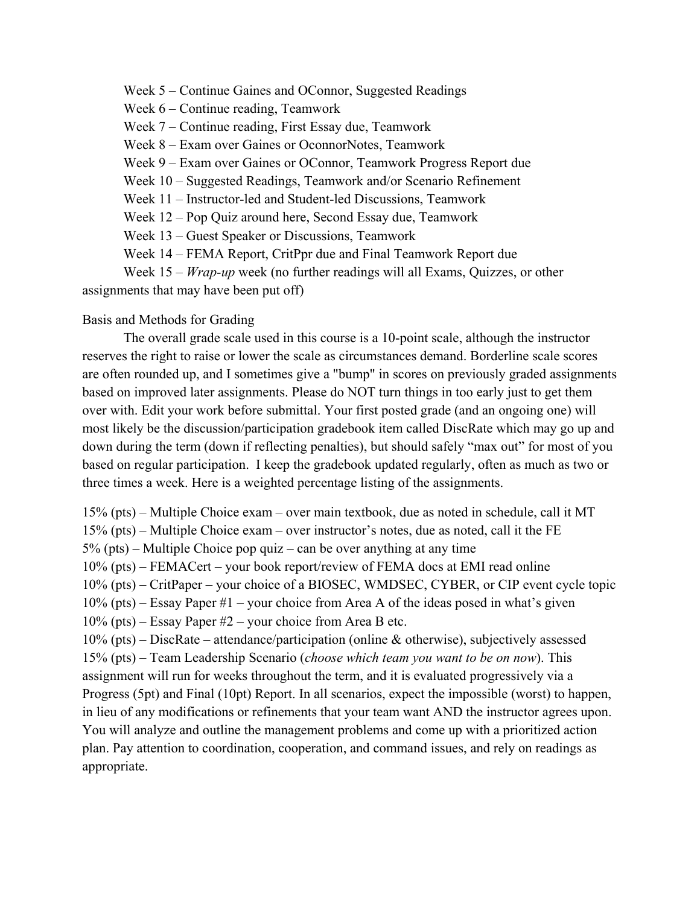Week 5 – Continue Gaines and OConnor, Suggested Readings

Week 6 – Continue reading, Teamwork

Week 7 – Continue reading, First Essay due, Teamwork

Week 8 – Exam over Gaines or OconnorNotes, Teamwork

Week 9 – Exam over Gaines or OConnor, Teamwork Progress Report due

Week 10 – Suggested Readings, Teamwork and/or Scenario Refinement

Week 11 – Instructor-led and Student-led Discussions, Teamwork

Week 12 – Pop Quiz around here, Second Essay due, Teamwork

Week 13 – Guest Speaker or Discussions, Teamwork

Week 14 – FEMA Report, CritPpr due and Final Teamwork Report due

Week 15 – *Wrap-up* week (no further readings will all Exams, Quizzes, or other assignments that may have been put off)

Basis and Methods for Grading

The overall grade scale used in this course is a 10-point scale, although the instructor reserves the right to raise or lower the scale as circumstances demand. Borderline scale scores are often rounded up, and I sometimes give a "bump" in scores on previously graded assignments based on improved later assignments. Please do NOT turn things in too early just to get them over with. Edit your work before submittal. Your first posted grade (and an ongoing one) will most likely be the discussion/participation gradebook item called DiscRate which may go up and down during the term (down if reflecting penalties), but should safely "max out" for most of you based on regular participation. I keep the gradebook updated regularly, often as much as two or three times a week. Here is a weighted percentage listing of the assignments.

15% (pts) – Multiple Choice exam – over main textbook, due as noted in schedule, call it MT

15% (pts) – Multiple Choice exam – over instructor's notes, due as noted, call it the FE

5% (pts) – Multiple Choice pop quiz – can be over anything at any time

10% (pts) – FEMACert – your book report/review of FEMA docs at EMI read online

10% (pts) – CritPaper – your choice of a BIOSEC, WMDSEC, CYBER, or CIP event cycle topic

10% (pts) – Essay Paper #1 – your choice from Area A of the ideas posed in what's given

10% (pts) – Essay Paper #2 – your choice from Area B etc.

10% (pts) – DiscRate – attendance/participation (online & otherwise), subjectively assessed

15% (pts) – Team Leadership Scenario (*choose which team you want to be on now*). This assignment will run for weeks throughout the term, and it is evaluated progressively via a Progress (5pt) and Final (10pt) Report. In all scenarios, expect the impossible (worst) to happen, in lieu of any modifications or refinements that your team want AND the instructor agrees upon. You will analyze and outline the management problems and come up with a prioritized action plan. Pay attention to coordination, cooperation, and command issues, and rely on readings as appropriate.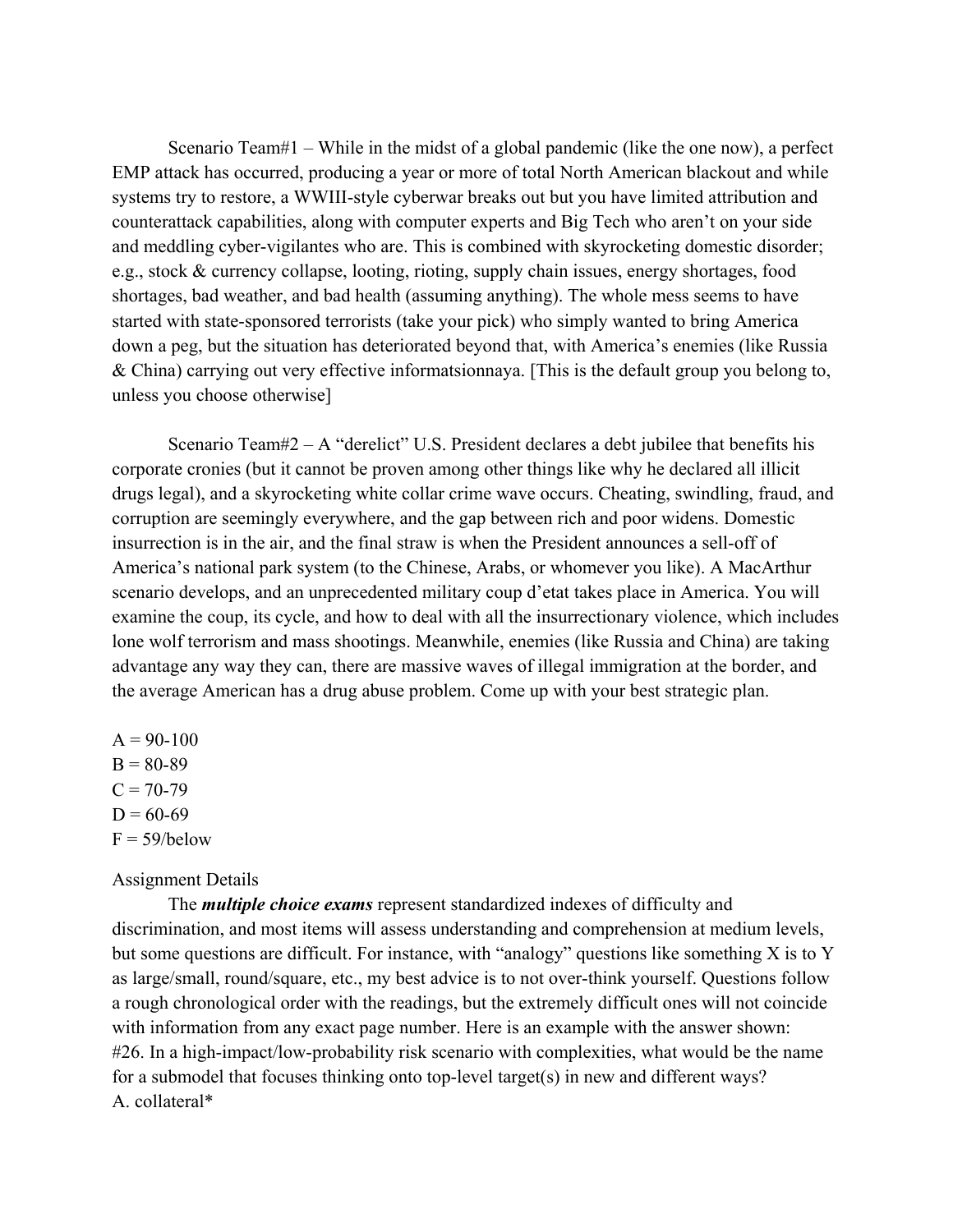Scenario Team#1 – While in the midst of a global pandemic (like the one now), a perfect EMP attack has occurred, producing a year or more of total North American blackout and while systems try to restore, a WWIII-style cyberwar breaks out but you have limited attribution and counterattack capabilities, along with computer experts and Big Tech who aren't on your side and meddling cyber-vigilantes who are. This is combined with skyrocketing domestic disorder; e.g., stock & currency collapse, looting, rioting, supply chain issues, energy shortages, food shortages, bad weather, and bad health (assuming anything). The whole mess seems to have started with state-sponsored terrorists (take your pick) who simply wanted to bring America down a peg, but the situation has deteriorated beyond that, with America's enemies (like Russia & China) carrying out very effective informatsionnaya. [This is the default group you belong to, unless you choose otherwise]

Scenario Team#2 – A "derelict" U.S. President declares a debt jubilee that benefits his corporate cronies (but it cannot be proven among other things like why he declared all illicit drugs legal), and a skyrocketing white collar crime wave occurs. Cheating, swindling, fraud, and corruption are seemingly everywhere, and the gap between rich and poor widens. Domestic insurrection is in the air, and the final straw is when the President announces a sell-off of America's national park system (to the Chinese, Arabs, or whomever you like). A MacArthur scenario develops, and an unprecedented military coup d'etat takes place in America. You will examine the coup, its cycle, and how to deal with all the insurrectionary violence, which includes lone wolf terrorism and mass shootings. Meanwhile, enemies (like Russia and China) are taking advantage any way they can, there are massive waves of illegal immigration at the border, and the average American has a drug abuse problem. Come up with your best strategic plan.

A = 90-100
B = 80-89
C = 70-79
D = 60-69
F = 59/below

Assignment Details

The ***multiple choice exams*** represent standardized indexes of difficulty and discrimination, and most items will assess understanding and comprehension at medium levels, but some questions are difficult. For instance, with "analogy" questions like something X is to Y as large/small, round/square, etc., my best advice is to not over-think yourself. Questions follow a rough chronological order with the readings, but the extremely difficult ones will not coincide with information from any exact page number. Here is an example with the answer shown:
#26. In a high-impact/low-probability risk scenario with complexities, what would be the name for a submodel that focuses thinking onto top-level target(s) in new and different ways?
A. collateral*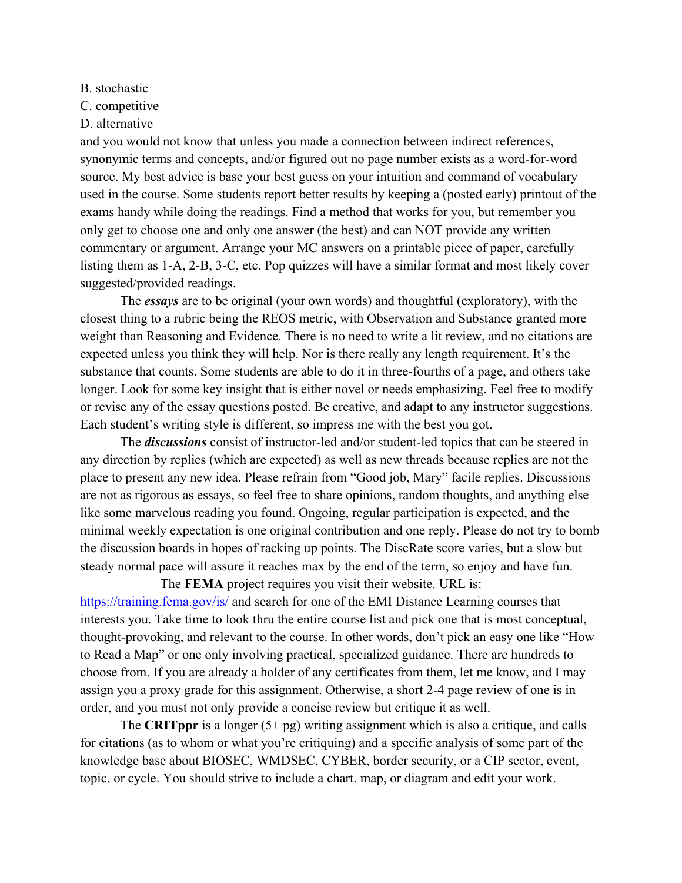B. stochastic
C. competitive
D. alternative

and you would not know that unless you made a connection between indirect references, synonymic terms and concepts, and/or figured out no page number exists as a word-for-word source. My best advice is base your best guess on your intuition and command of vocabulary used in the course. Some students report better results by keeping a (posted early) printout of the exams handy while doing the readings. Find a method that works for you, but remember you only get to choose one and only one answer (the best) and can NOT provide any written commentary or argument. Arrange your MC answers on a printable piece of paper, carefully listing them as 1-A, 2-B, 3-C, etc. Pop quizzes will have a similar format and most likely cover suggested/provided readings.

The ***essays*** are to be original (your own words) and thoughtful (exploratory), with the closest thing to a rubric being the REOS metric, with Observation and Substance granted more weight than Reasoning and Evidence. There is no need to write a lit review, and no citations are expected unless you think they will help. Nor is there really any length requirement. It's the substance that counts. Some students are able to do it in three-fourths of a page, and others take longer. Look for some key insight that is either novel or needs emphasizing. Feel free to modify or revise any of the essay questions posted. Be creative, and adapt to any instructor suggestions. Each student's writing style is different, so impress me with the best you got.

The ***discussions*** consist of instructor-led and/or student-led topics that can be steered in any direction by replies (which are expected) as well as new threads because replies are not the place to present any new idea. Please refrain from "Good job, Mary" facile replies. Discussions are not as rigorous as essays, so feel free to share opinions, random thoughts, and anything else like some marvelous reading you found. Ongoing, regular participation is expected, and the minimal weekly expectation is one original contribution and one reply. Please do not try to bomb the discussion boards in hopes of racking up points. The DiscRate score varies, but a slow but steady normal pace will assure it reaches max by the end of the term, so enjoy and have fun.

The **FEMA** project requires you visit their website. URL is: [https://training.fema.gov/is/](https://training.fema.gov/is/) and search for one of the EMI Distance Learning courses that interests you. Take time to look thru the entire course list and pick one that is most conceptual, thought-provoking, and relevant to the course. In other words, don't pick an easy one like "How to Read a Map" or one only involving practical, specialized guidance. There are hundreds to choose from. If you are already a holder of any certificates from them, let me know, and I may assign you a proxy grade for this assignment. Otherwise, a short 2-4 page review of one is in order, and you must not only provide a concise review but critique it as well.

The **CRITppr** is a longer (5+ pg) writing assignment which is also a critique, and calls for citations (as to whom or what you're critiquing) and a specific analysis of some part of the knowledge base about BIOSEC, WMDSEC, CYBER, border security, or a CIP sector, event, topic, or cycle. You should strive to include a chart, map, or diagram and edit your work.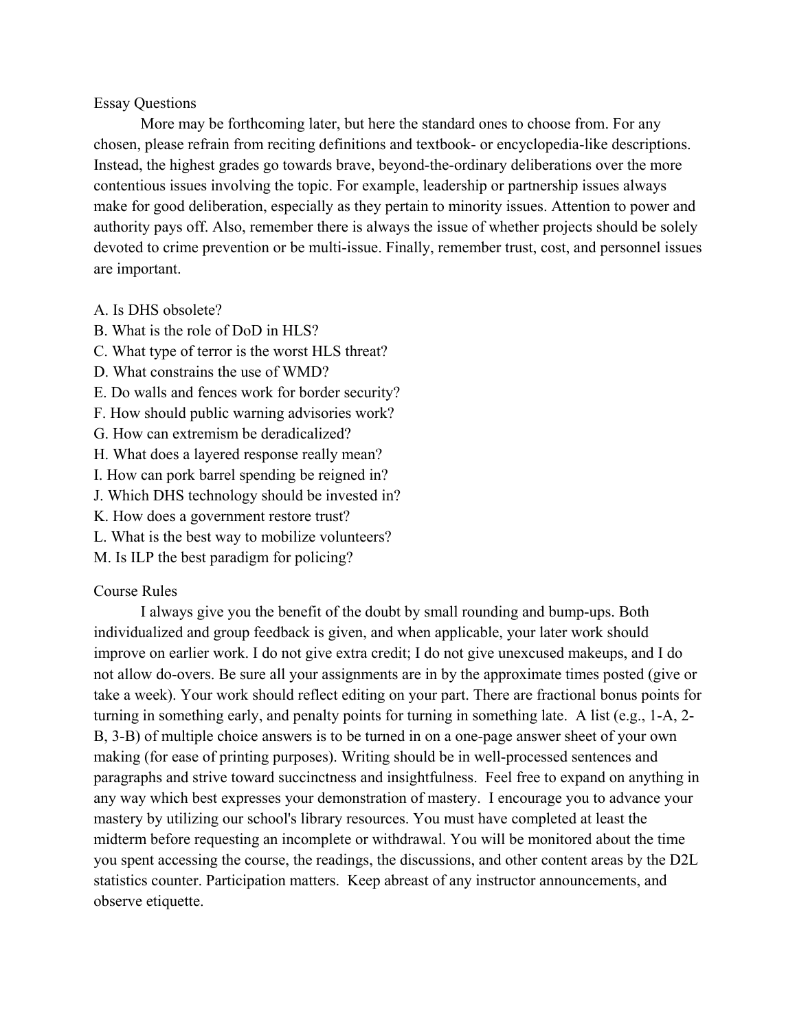## Essay Questions

More may be forthcoming later, but here the standard ones to choose from. For any chosen, please refrain from reciting definitions and textbook- or encyclopedia-like descriptions. Instead, the highest grades go towards brave, beyond-the-ordinary deliberations over the more contentious issues involving the topic. For example, leadership or partnership issues always make for good deliberation, especially as they pertain to minority issues. Attention to power and authority pays off. Also, remember there is always the issue of whether projects should be solely devoted to crime prevention or be multi-issue. Finally, remember trust, cost, and personnel issues are important.

A. Is DHS obsolete?
B. What is the role of DoD in HLS?
C. What type of terror is the worst HLS threat?
D. What constrains the use of WMD?
E. Do walls and fences work for border security?
F. How should public warning advisories work?
G. How can extremism be deradicalized?
H. What does a layered response really mean?
I. How can pork barrel spending be reigned in?
J. Which DHS technology should be invested in?
K. How does a government restore trust?
L. What is the best way to mobilize volunteers?
M. Is ILP the best paradigm for policing?

## Course Rules

I always give you the benefit of the doubt by small rounding and bump-ups. Both individualized and group feedback is given, and when applicable, your later work should improve on earlier work. I do not give extra credit; I do not give unexcused makeups, and I do not allow do-overs. Be sure all your assignments are in by the approximate times posted (give or take a week). Your work should reflect editing on your part. There are fractional bonus points for turning in something early, and penalty points for turning in something late. A list (e.g., 1-A, 2-B, 3-B) of multiple choice answers is to be turned in on a one-page answer sheet of your own making (for ease of printing purposes). Writing should be in well-processed sentences and paragraphs and strive toward succinctness and insightfulness. Feel free to expand on anything in any way which best expresses your demonstration of mastery. I encourage you to advance your mastery by utilizing our school's library resources. You must have completed at least the midterm before requesting an incomplete or withdrawal. You will be monitored about the time you spent accessing the course, the readings, the discussions, and other content areas by the D2L statistics counter. Participation matters. Keep abreast of any instructor announcements, and observe etiquette.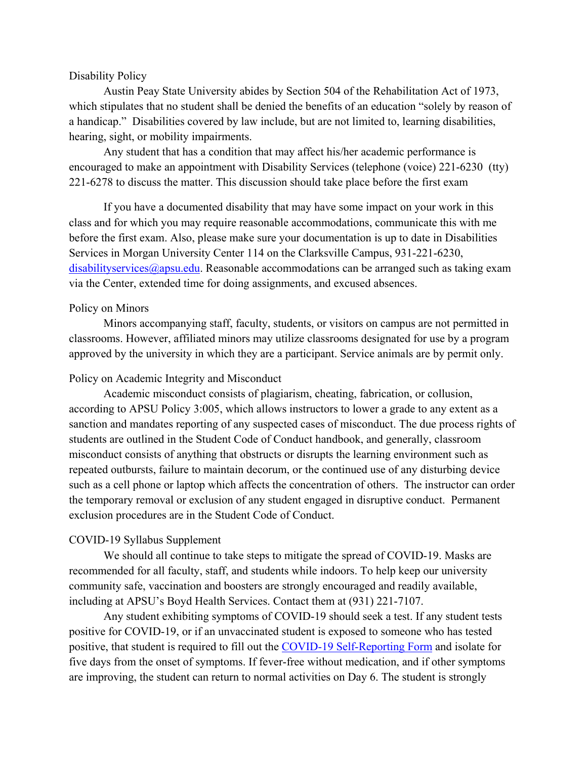## Disability Policy

Austin Peay State University abides by Section 504 of the Rehabilitation Act of 1973, which stipulates that no student shall be denied the benefits of an education "solely by reason of a handicap." Disabilities covered by law include, but are not limited to, learning disabilities, hearing, sight, or mobility impairments.

Any student that has a condition that may affect his/her academic performance is encouraged to make an appointment with Disability Services (telephone (voice) 221-6230 (tty) 221-6278 to discuss the matter. This discussion should take place before the first exam

If you have a documented disability that may have some impact on your work in this class and for which you may require reasonable accommodations, communicate this with me before the first exam. Also, please make sure your documentation is up to date in Disabilities Services in Morgan University Center 114 on the Clarksville Campus, 931-221-6230, [disabilityservices@apsu.edu](mailto:disabilityservices@apsu.edu). Reasonable accommodations can be arranged such as taking exam via the Center, extended time for doing assignments, and excused absences.

## Policy on Minors

Minors accompanying staff, faculty, students, or visitors on campus are not permitted in classrooms. However, affiliated minors may utilize classrooms designated for use by a program approved by the university in which they are a participant. Service animals are by permit only.

## Policy on Academic Integrity and Misconduct

Academic misconduct consists of plagiarism, cheating, fabrication, or collusion, according to APSU Policy 3:005, which allows instructors to lower a grade to any extent as a sanction and mandates reporting of any suspected cases of misconduct. The due process rights of students are outlined in the Student Code of Conduct handbook, and generally, classroom misconduct consists of anything that obstructs or disrupts the learning environment such as repeated outbursts, failure to maintain decorum, or the continued use of any disturbing device such as a cell phone or laptop which affects the concentration of others. The instructor can order the temporary removal or exclusion of any student engaged in disruptive conduct. Permanent exclusion procedures are in the Student Code of Conduct.

## COVID-19 Syllabus Supplement

We should all continue to take steps to mitigate the spread of COVID-19. Masks are recommended for all faculty, staff, and students while indoors. To help keep our university community safe, vaccination and boosters are strongly encouraged and readily available, including at APSU's Boyd Health Services. Contact them at (931) 221-7107.

Any student exhibiting symptoms of COVID-19 should seek a test. If any student tests positive for COVID-19, or if an unvaccinated student is exposed to someone who has tested positive, that student is required to fill out the COVID-19 Self-Reporting Form and isolate for five days from the onset of symptoms. If fever-free without medication, and if other symptoms are improving, the student can return to normal activities on Day 6. The student is strongly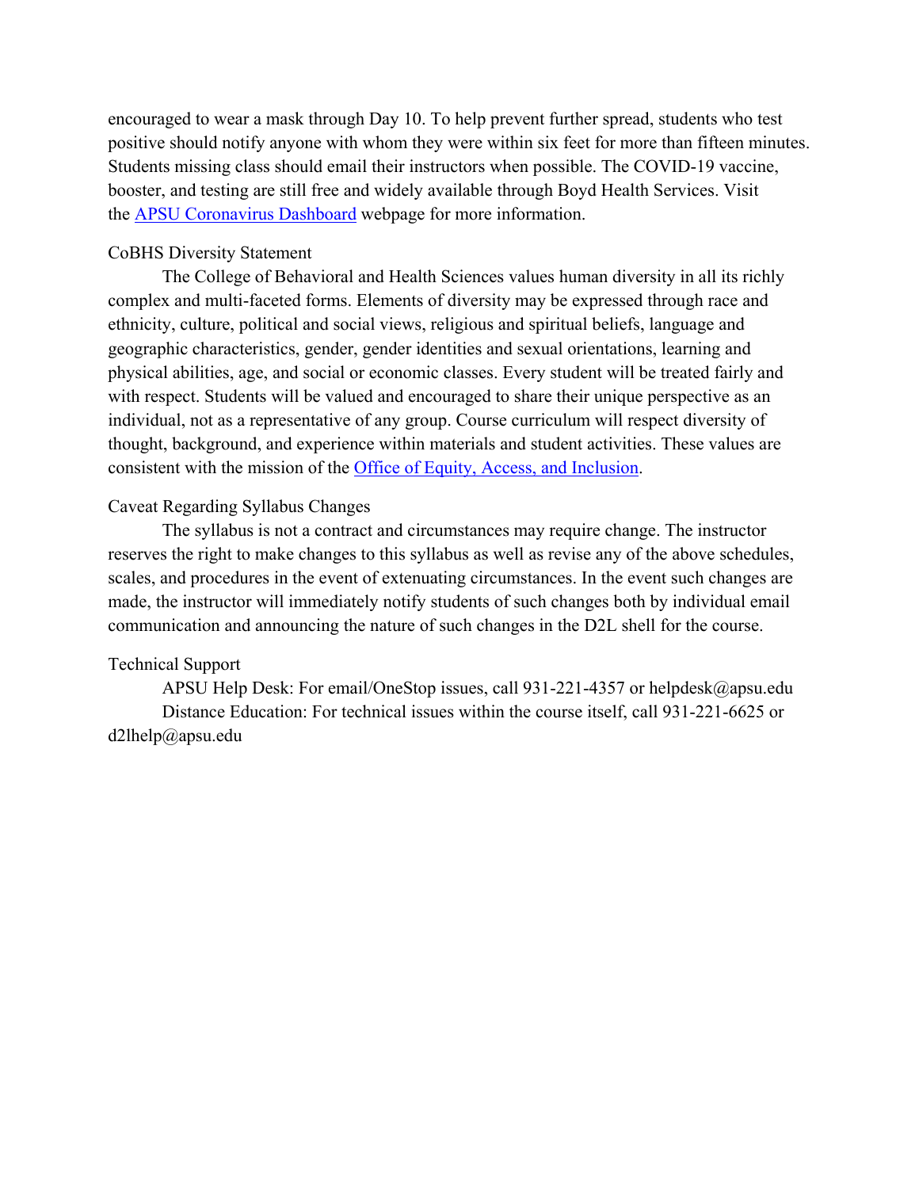encouraged to wear a mask through Day 10. To help prevent further spread, students who test positive should notify anyone with whom they were within six feet for more than fifteen minutes. Students missing class should email their instructors when possible. The COVID-19 vaccine, booster, and testing are still free and widely available through Boyd Health Services. Visit the APSU Coronavirus Dashboard webpage for more information.

## CoBHS Diversity Statement

The College of Behavioral and Health Sciences values human diversity in all its richly complex and multi-faceted forms. Elements of diversity may be expressed through race and ethnicity, culture, political and social views, religious and spiritual beliefs, language and geographic characteristics, gender, gender identities and sexual orientations, learning and physical abilities, age, and social or economic classes. Every student will be treated fairly and with respect. Students will be valued and encouraged to share their unique perspective as an individual, not as a representative of any group. Course curriculum will respect diversity of thought, background, and experience within materials and student activities. These values are consistent with the mission of the Office of Equity, Access, and Inclusion.

## Caveat Regarding Syllabus Changes

The syllabus is not a contract and circumstances may require change. The instructor reserves the right to make changes to this syllabus as well as revise any of the above schedules, scales, and procedures in the event of extenuating circumstances. In the event such changes are made, the instructor will immediately notify students of such changes both by individual email communication and announcing the nature of such changes in the D2L shell for the course.

## Technical Support

APSU Help Desk: For email/OneStop issues, call 931-221-4357 or helpdesk@apsu.edu

Distance Education: For technical issues within the course itself, call 931-221-6625 or d2lhelp@apsu.edu